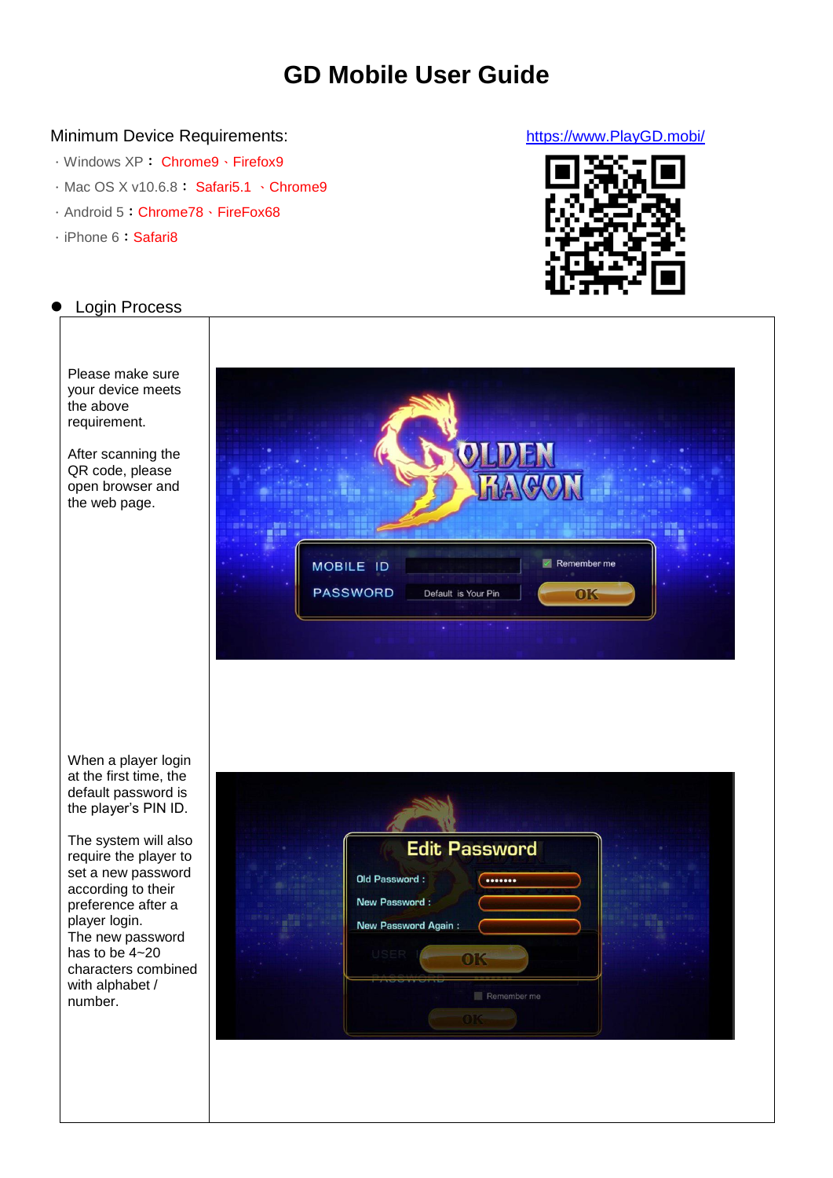# GD Mobile User Guide

Minimum Device Requirements:

https://www.PlayGD.mobi/

- Windows XP： Chrome9、Firefox9
- Mac OS X v10.6.8： Safari5.1 、Chrome9
- Android 5：Chrome78、FireFox68
- iPhone 6：Safari8

- Login Process

| | |
|---|---|
| Please make sure your device meets the above requirement.<br><br>After scanning the QR code, please open browser and the web page. | |
| When a player login at the first time, the default password is the player's PIN ID.<br><br>The system will also require the player to set a new password according to their preference after a player login.<br>The new password has to be 4~20 characters combined with alphabet / number. | |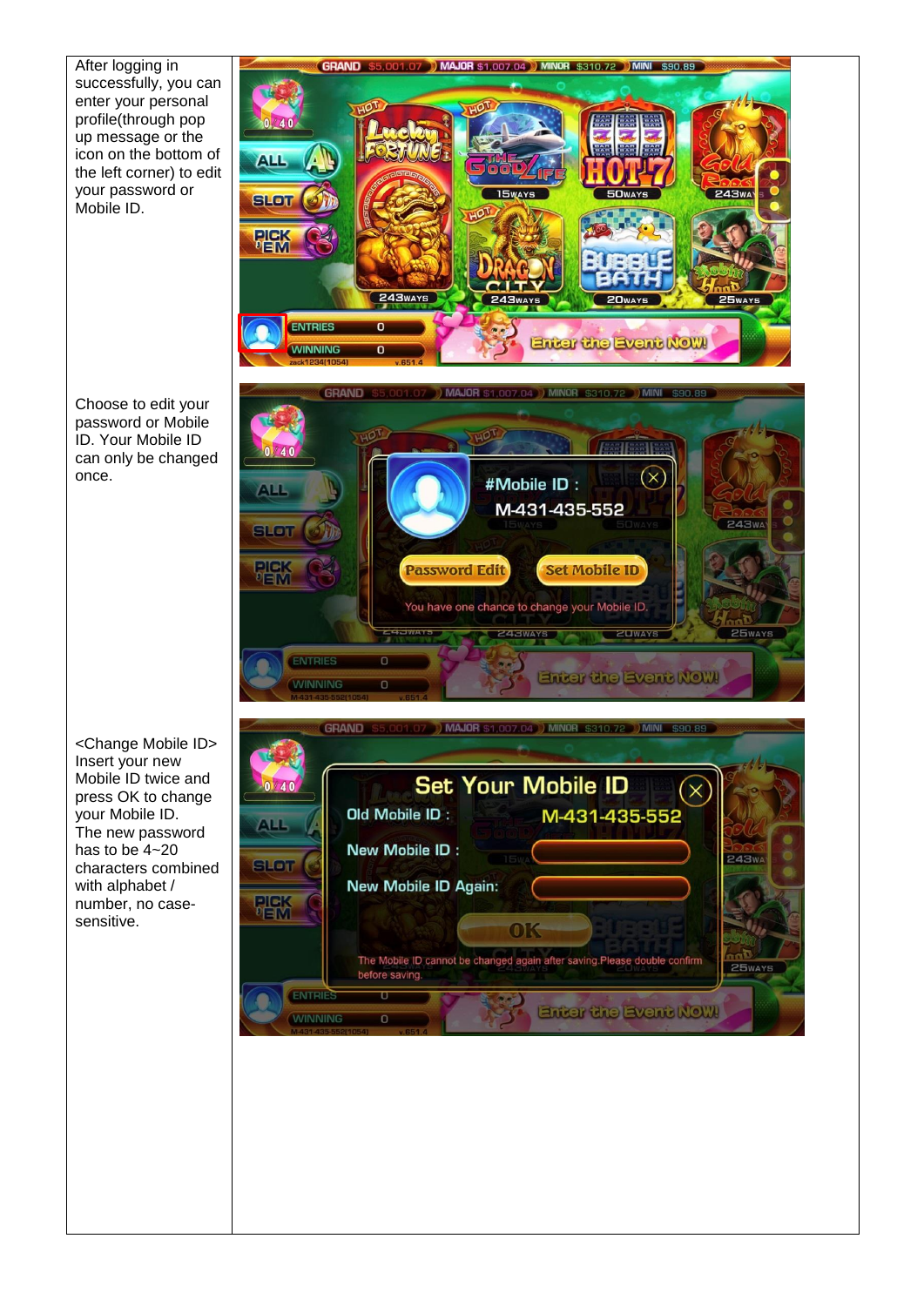| | |
|---|---|
| After logging in successfully, you can enter your personal profile(through pop up message or the icon on the bottom of the left corner) to edit your password or Mobile ID. | |
| Choose to edit your password or Mobile ID. Your Mobile ID can only be changed once. | |
| <Change Mobile ID> Insert your new Mobile ID twice and press OK to change your Mobile ID. The new password has to be 4~20 characters combined with alphabet / number, no case-sensitive. | |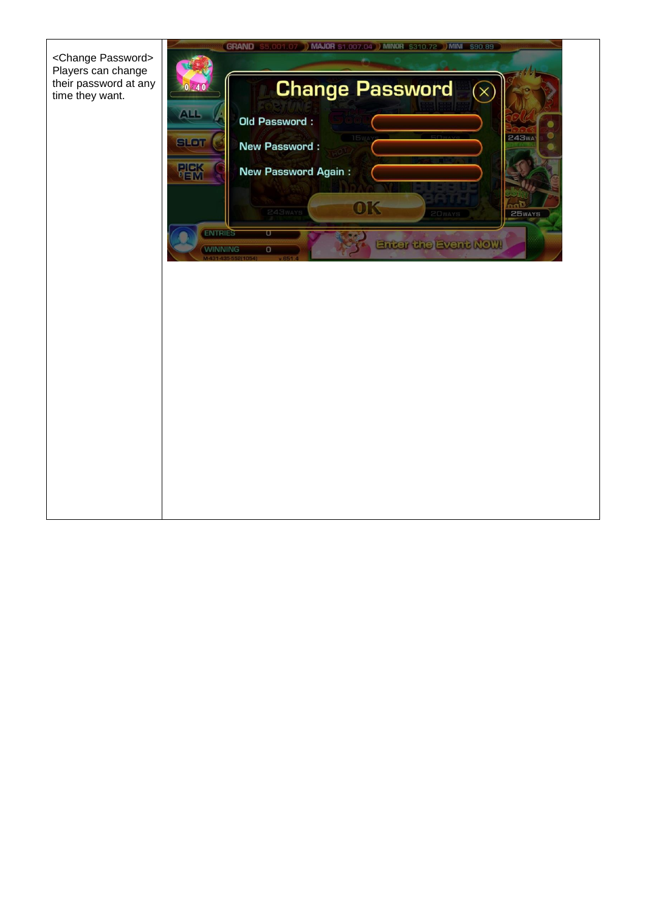| <Change Password> Players can change their password at any time they want. | |
| --- | --- |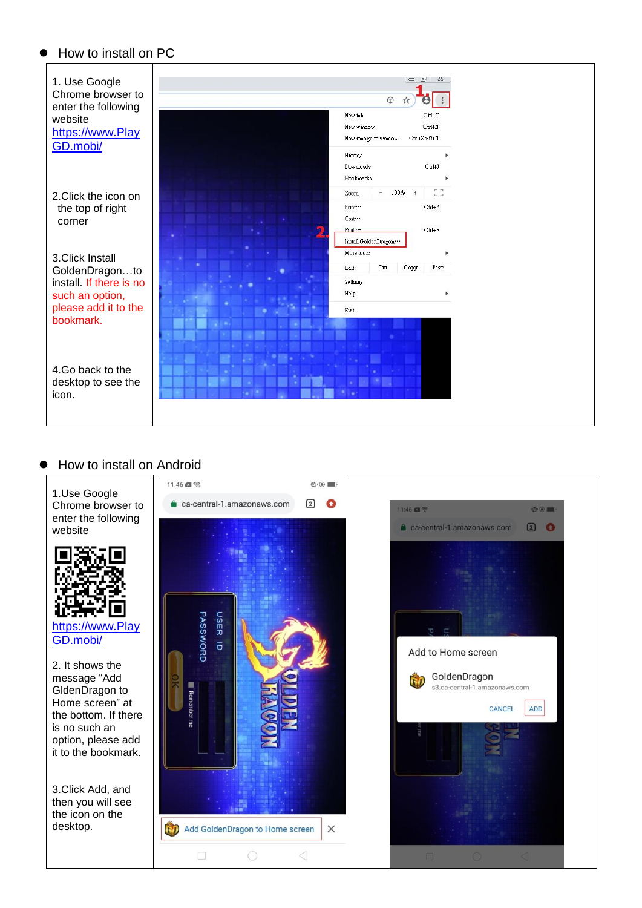- How to install on PC

1. Use Google Chrome browser to enter the following website [https://www.PlayGD.mobi/](https://www.PlayGD.mobi/)

2. Click the icon on the top of right corner

3. Click Install GoldenDragon…to install. If there is no such an option, please add it to the bookmark.

4. Go back to the desktop to see the icon.

- How to install on Android

1. Use Google Chrome browser to enter the following website

[https://www.PlayGD.mobi/](https://www.PlayGD.mobi/)

2. It shows the message "Add GldenDragon to Home screen" at the bottom. If there is no such an option, please add it to the bookmark.

3. Click Add, and then you will see the icon on the desktop.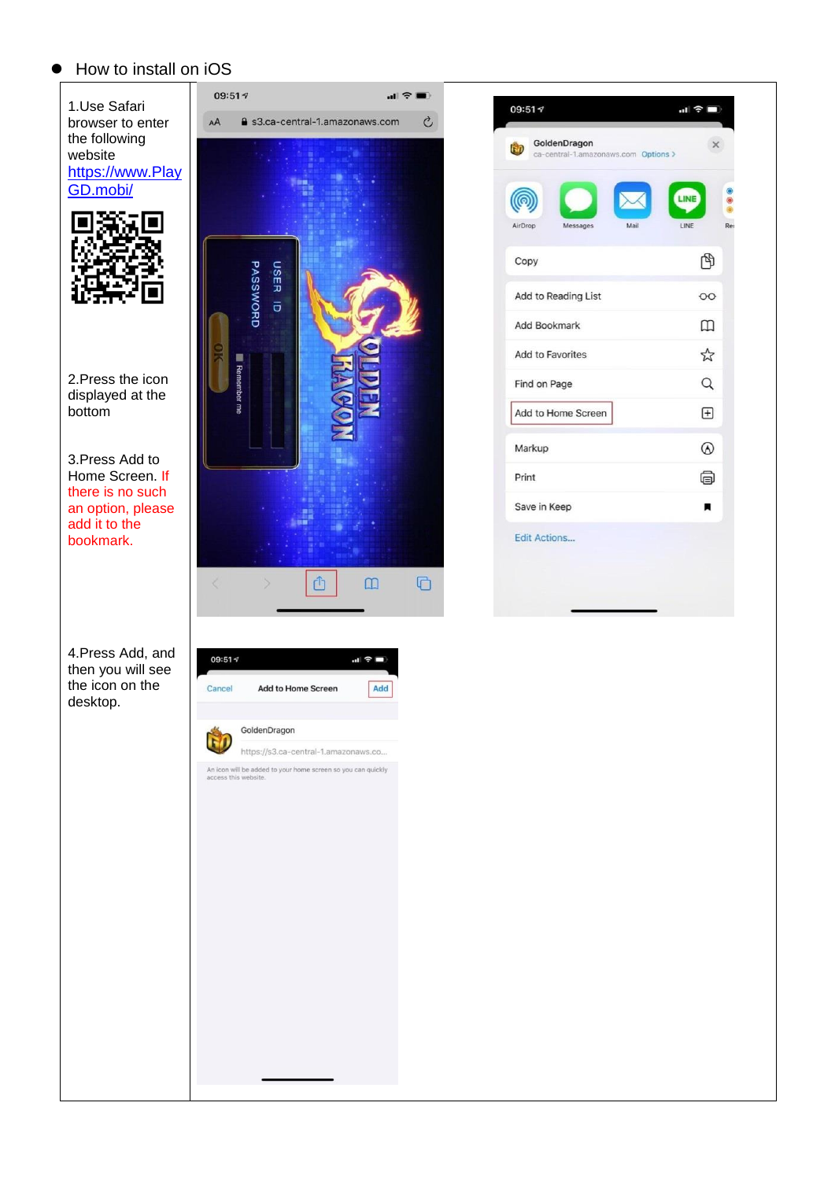- How to install on iOS

1.Use Safari browser to enter the following website https://www.PlayGD.mobi/

2.Press the icon displayed at the bottom

3.Press Add to Home Screen. If there is no such an option, please add it to the bookmark.

4.Press Add, and then you will see the icon on the desktop.